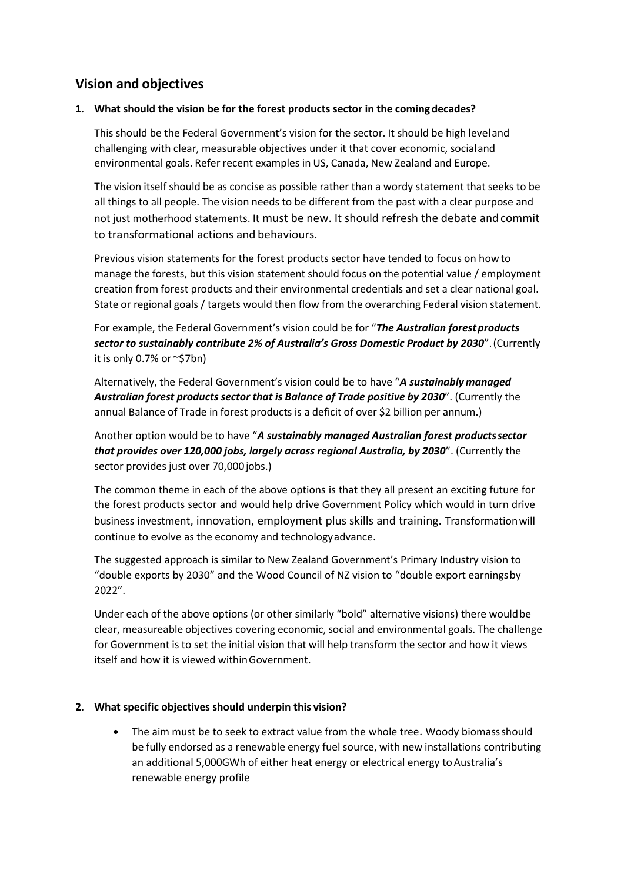## Vision and objectives

**1. What should the vision be for the forest products sector in the coming decades?**

This should be the Federal Government's vision for the sector. It should be high level and challenging with clear, measurable objectives under it that cover economic, social and environmental goals. Refer recent examples in US, Canada, New Zealand and Europe.

The vision itself should be as concise as possible rather than a wordy statement that seeks to be all things to all people. The vision needs to be different from the past with a clear purpose and not just motherhood statements. It must be new. It should refresh the debate and commit to transformational actions and behaviours.

Previous vision statements for the forest products sector have tended to focus on how to manage the forests, but this vision statement should focus on the potential value / employment creation from forest products and their environmental credentials and set a clear national goal. State or regional goals / targets would then flow from the overarching Federal vision statement.

For example, the Federal Government's vision could be for "***The Australian forest products sector to sustainably contribute 2% of Australia's Gross Domestic Product by 2030***". (Currently it is only 0.7% or ~$7bn)

Alternatively, the Federal Government's vision could be to have "***A sustainably managed Australian forest products sector that is Balance of Trade positive by 2030***". (Currently the annual Balance of Trade in forest products is a deficit of over $2 billion per annum.)

Another option would be to have "***A sustainably managed Australian forest products sector that provides over 120,000 jobs, largely across regional Australia, by 2030***". (Currently the sector provides just over 70,000 jobs.)

The common theme in each of the above options is that they all present an exciting future for the forest products sector and would help drive Government Policy which would in turn drive business investment, innovation, employment plus skills and training. Transformation will continue to evolve as the economy and technology advance.

The suggested approach is similar to New Zealand Government's Primary Industry vision to "double exports by 2030" and the Wood Council of NZ vision to "double export earnings by 2022".

Under each of the above options (or other similarly "bold" alternative visions) there would be clear, measureable objectives covering economic, social and environmental goals. The challenge for Government is to set the initial vision that will help transform the sector and how it views itself and how it is viewed within Government.

**2. What specific objectives should underpin this vision?**

- The aim must be to seek to extract value from the whole tree. Woody biomass should be fully endorsed as a renewable energy fuel source, with new installations contributing an additional 5,000GWh of either heat energy or electrical energy to Australia's renewable energy profile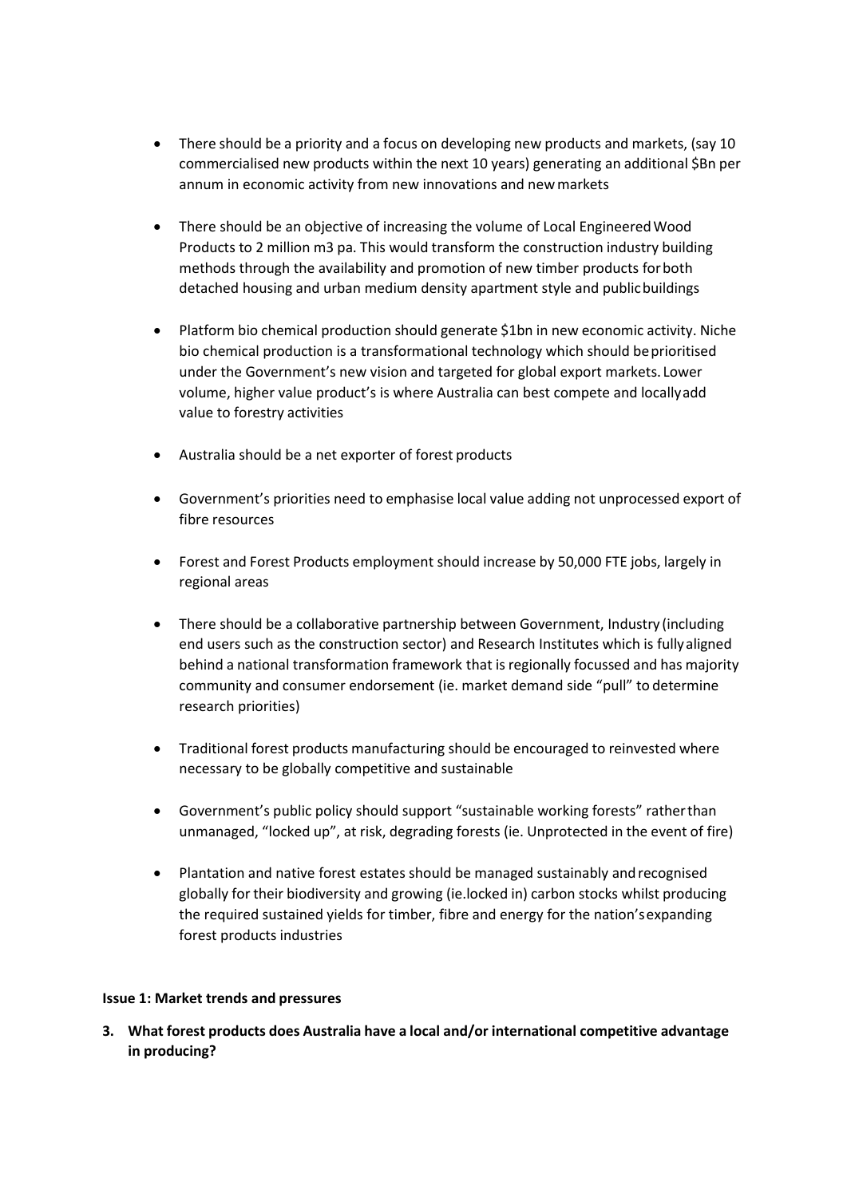- There should be a priority and a focus on developing new products and markets, (say 10 commercialised new products within the next 10 years) generating an additional $Bn per annum in economic activity from new innovations and new markets

- There should be an objective of increasing the volume of Local Engineered Wood Products to 2 million m3 pa. This would transform the construction industry building methods through the availability and promotion of new timber products for both detached housing and urban medium density apartment style and public buildings

- Platform bio chemical production should generate $1bn in new economic activity. Niche bio chemical production is a transformational technology which should be prioritised under the Government's new vision and targeted for global export markets. Lower volume, higher value product's is where Australia can best compete and locally add value to forestry activities

- Australia should be a net exporter of forest products

- Government's priorities need to emphasise local value adding not unprocessed export of fibre resources

- Forest and Forest Products employment should increase by 50,000 FTE jobs, largely in regional areas

- There should be a collaborative partnership between Government, Industry (including end users such as the construction sector) and Research Institutes which is fully aligned behind a national transformation framework that is regionally focussed and has majority community and consumer endorsement (ie. market demand side "pull" to determine research priorities)

- Traditional forest products manufacturing should be encouraged to reinvested where necessary to be globally competitive and sustainable

- Government's public policy should support "sustainable working forests" rather than unmanaged, "locked up", at risk, degrading forests (ie. Unprotected in the event of fire)

- Plantation and native forest estates should be managed sustainably and recognised globally for their biodiversity and growing (ie.locked in) carbon stocks whilst producing the required sustained yields for timber, fibre and energy for the nation's expanding forest products industries

**Issue 1: Market trends and pressures**

**3. What forest products does Australia have a local and/or international competitive advantage in producing?**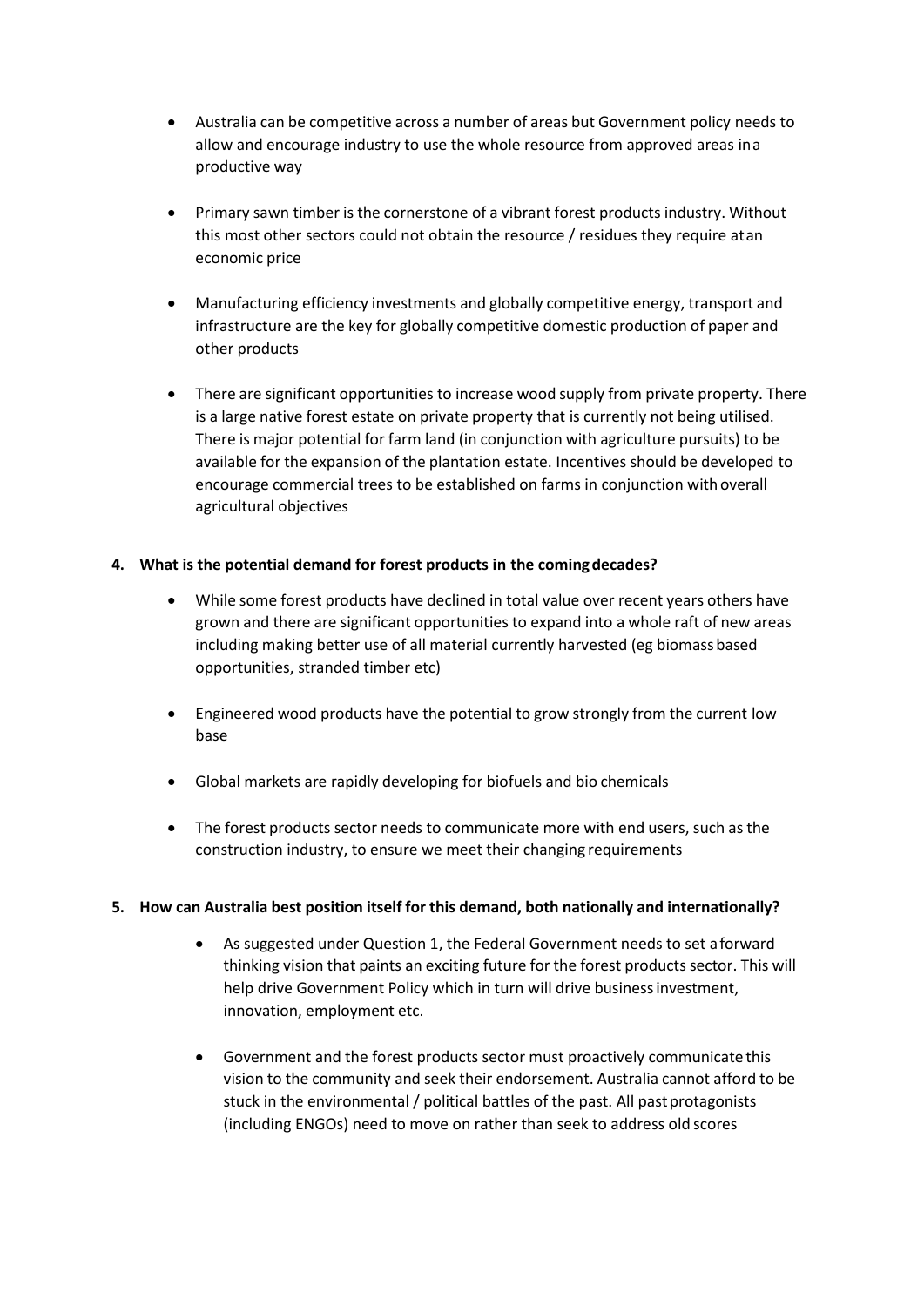- Australia can be competitive across a number of areas but Government policy needs to allow and encourage industry to use the whole resource from approved areas in a productive way

- Primary sawn timber is the cornerstone of a vibrant forest products industry. Without this most other sectors could not obtain the resource / residues they require at an economic price

- Manufacturing efficiency investments and globally competitive energy, transport and infrastructure are the key for globally competitive domestic production of paper and other products

- There are significant opportunities to increase wood supply from private property. There is a large native forest estate on private property that is currently not being utilised. There is major potential for farm land (in conjunction with agriculture pursuits) to be available for the expansion of the plantation estate. Incentives should be developed to encourage commercial trees to be established on farms in conjunction with overall agricultural objectives

**4. What is the potential demand for forest products in the coming decades?**

- While some forest products have declined in total value over recent years others have grown and there are significant opportunities to expand into a whole raft of new areas including making better use of all material currently harvested (eg biomass based opportunities, stranded timber etc)

- Engineered wood products have the potential to grow strongly from the current low base

- Global markets are rapidly developing for biofuels and bio chemicals

- The forest products sector needs to communicate more with end users, such as the construction industry, to ensure we meet their changing requirements

**5. How can Australia best position itself for this demand, both nationally and internationally?**

- As suggested under Question 1, the Federal Government needs to set a forward thinking vision that paints an exciting future for the forest products sector. This will help drive Government Policy which in turn will drive business investment, innovation, employment etc.

- Government and the forest products sector must proactively communicate this vision to the community and seek their endorsement. Australia cannot afford to be stuck in the environmental / political battles of the past. All past protagonists (including ENGOs) need to move on rather than seek to address old scores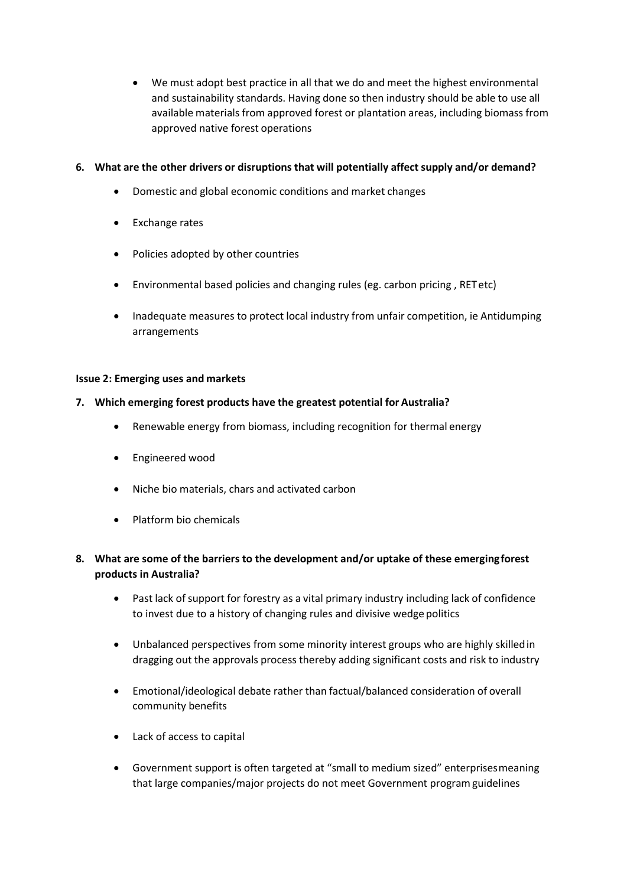- We must adopt best practice in all that we do and meet the highest environmental and sustainability standards. Having done so then industry should be able to use all available materials from approved forest or plantation areas, including biomass from approved native forest operations

**6. What are the other drivers or disruptions that will potentially affect supply and/or demand?**

- Domestic and global economic conditions and market changes
- Exchange rates
- Policies adopted by other countries
- Environmental based policies and changing rules (eg. carbon pricing , RET etc)
- Inadequate measures to protect local industry from unfair competition, ie Antidumping arrangements

**Issue 2: Emerging uses and markets**

**7. Which emerging forest products have the greatest potential for Australia?**

- Renewable energy from biomass, including recognition for thermal energy
- Engineered wood
- Niche bio materials, chars and activated carbon
- Platform bio chemicals

**8. What are some of the barriers to the development and/or uptake of these emerging forest products in Australia?**

- Past lack of support for forestry as a vital primary industry including lack of confidence to invest due to a history of changing rules and divisive wedge politics
- Unbalanced perspectives from some minority interest groups who are highly skilled in dragging out the approvals process thereby adding significant costs and risk to industry
- Emotional/ideological debate rather than factual/balanced consideration of overall community benefits
- Lack of access to capital
- Government support is often targeted at "small to medium sized" enterprises meaning that large companies/major projects do not meet Government program guidelines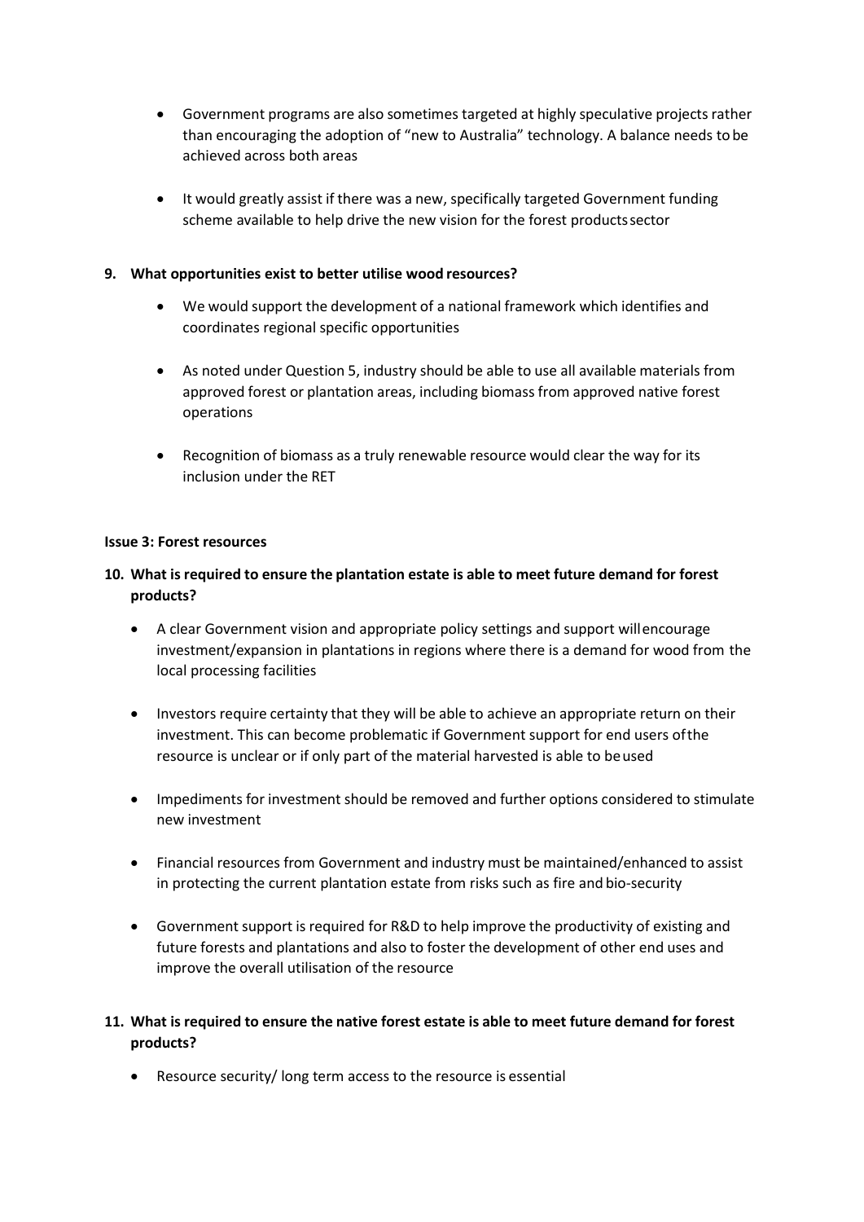- Government programs are also sometimes targeted at highly speculative projects rather than encouraging the adoption of "new to Australia" technology. A balance needs to be achieved across both areas

- It would greatly assist if there was a new, specifically targeted Government funding scheme available to help drive the new vision for the forest products sector

**9. What opportunities exist to better utilise wood resources?**

- We would support the development of a national framework which identifies and coordinates regional specific opportunities

- As noted under Question 5, industry should be able to use all available materials from approved forest or plantation areas, including biomass from approved native forest operations

- Recognition of biomass as a truly renewable resource would clear the way for its inclusion under the RET

**Issue 3: Forest resources**

**10. What is required to ensure the plantation estate is able to meet future demand for forest products?**

- A clear Government vision and appropriate policy settings and support will encourage investment/expansion in plantations in regions where there is a demand for wood from the local processing facilities

- Investors require certainty that they will be able to achieve an appropriate return on their investment. This can become problematic if Government support for end users of the resource is unclear or if only part of the material harvested is able to be used

- Impediments for investment should be removed and further options considered to stimulate new investment

- Financial resources from Government and industry must be maintained/enhanced to assist in protecting the current plantation estate from risks such as fire and bio-security

- Government support is required for R&D to help improve the productivity of existing and future forests and plantations and also to foster the development of other end uses and improve the overall utilisation of the resource

**11. What is required to ensure the native forest estate is able to meet future demand for forest products?**

- Resource security/ long term access to the resource is essential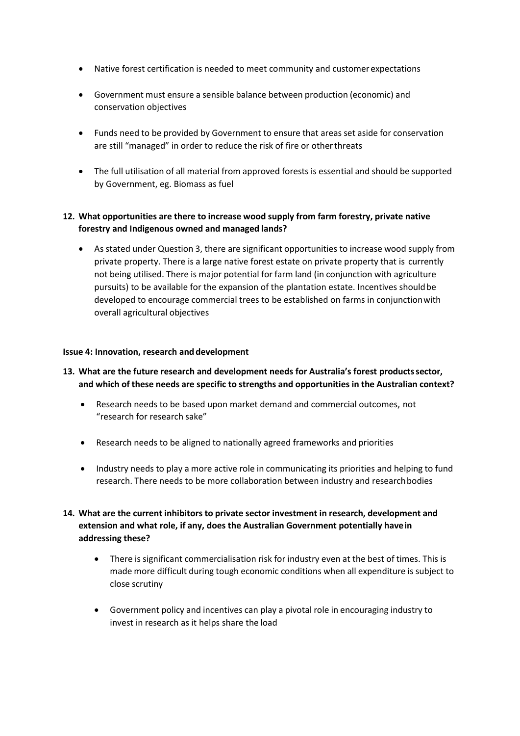- Native forest certification is needed to meet community and customer expectations
- Government must ensure a sensible balance between production (economic) and conservation objectives
- Funds need to be provided by Government to ensure that areas set aside for conservation are still "managed" in order to reduce the risk of fire or other threats
- The full utilisation of all material from approved forests is essential and should be supported by Government, eg. Biomass as fuel

**12. What opportunities are there to increase wood supply from farm forestry, private native forestry and Indigenous owned and managed lands?**

- As stated under Question 3, there are significant opportunities to increase wood supply from private property. There is a large native forest estate on private property that is currently not being utilised. There is major potential for farm land (in conjunction with agriculture pursuits) to be available for the expansion of the plantation estate. Incentives should be developed to encourage commercial trees to be established on farms in conjunction with overall agricultural objectives

**Issue 4: Innovation, research and development**

**13. What are the future research and development needs for Australia's forest products sector, and which of these needs are specific to strengths and opportunities in the Australian context?**

- Research needs to be based upon market demand and commercial outcomes, not "research for research sake"
- Research needs to be aligned to nationally agreed frameworks and priorities
- Industry needs to play a more active role in communicating its priorities and helping to fund research. There needs to be more collaboration between industry and research bodies

**14. What are the current inhibitors to private sector investment in research, development and extension and what role, if any, does the Australian Government potentially have in addressing these?**

- There is significant commercialisation risk for industry even at the best of times. This is made more difficult during tough economic conditions when all expenditure is subject to close scrutiny
- Government policy and incentives can play a pivotal role in encouraging industry to invest in research as it helps share the load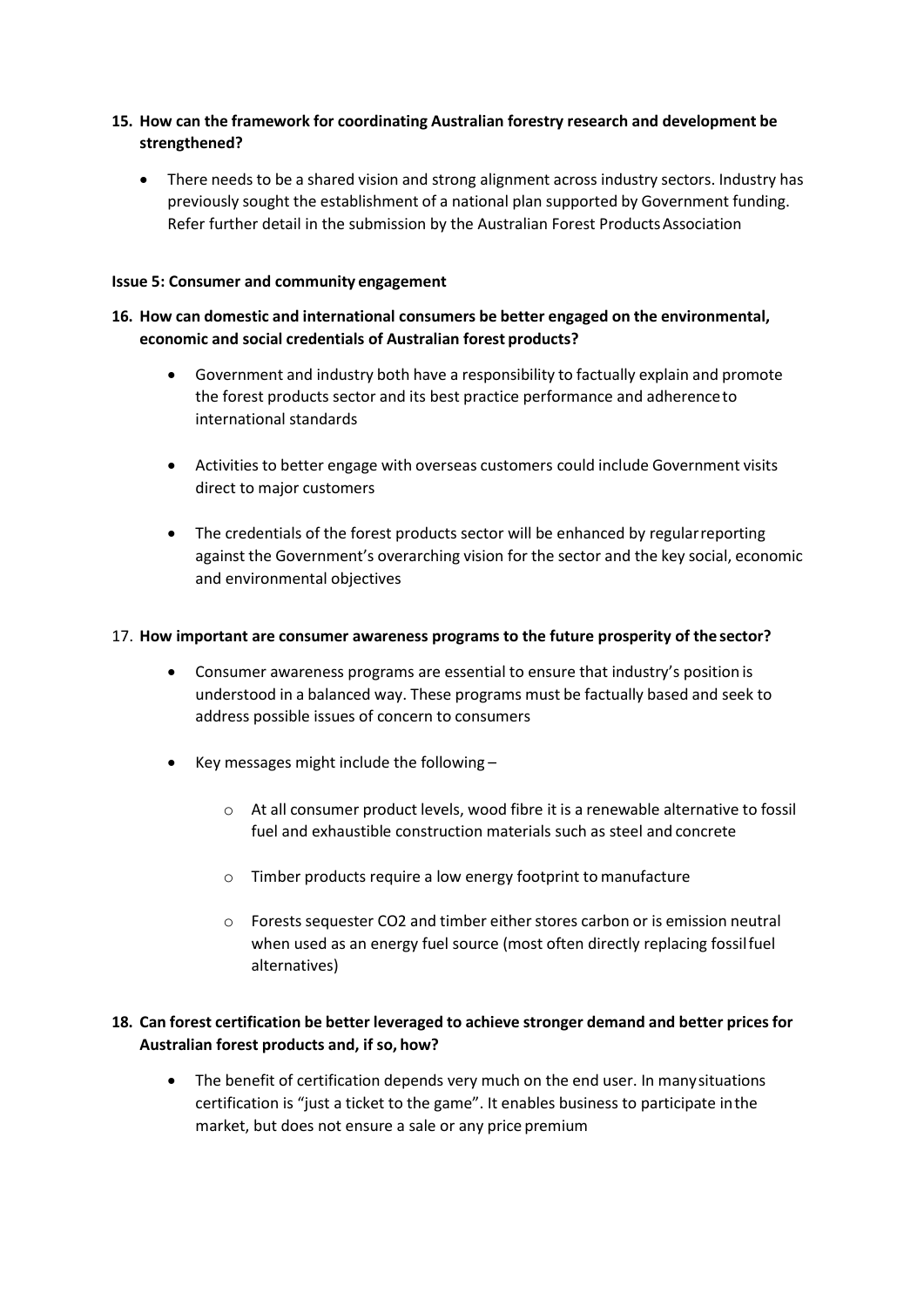15. **How can the framework for coordinating Australian forestry research and development be strengthened?**

    - There needs to be a shared vision and strong alignment across industry sectors. Industry has previously sought the establishment of a national plan supported by Government funding. Refer further detail in the submission by the Australian Forest Products Association

**Issue 5: Consumer and community engagement**

16. **How can domestic and international consumers be better engaged on the environmental, economic and social credentials of Australian forest products?**

    - Government and industry both have a responsibility to factually explain and promote the forest products sector and its best practice performance and adherence to international standards

    - Activities to better engage with overseas customers could include Government visits direct to major customers

    - The credentials of the forest products sector will be enhanced by regular reporting against the Government's overarching vision for the sector and the key social, economic and environmental objectives

17. **How important are consumer awareness programs to the future prosperity of the sector?**

    - Consumer awareness programs are essential to ensure that industry's position is understood in a balanced way. These programs must be factually based and seek to address possible issues of concern to consumers

    - Key messages might include the following –

        - At all consumer product levels, wood fibre it is a renewable alternative to fossil fuel and exhaustible construction materials such as steel and concrete

        - Timber products require a low energy footprint to manufacture

        - Forests sequester $CO_2$ and timber either stores carbon or is emission neutral when used as an energy fuel source (most often directly replacing fossil fuel alternatives)

18. **Can forest certification be better leveraged to achieve stronger demand and better prices for Australian forest products and, if so, how?**

    - The benefit of certification depends very much on the end user. In many situations certification is "just a ticket to the game". It enables business to participate in the market, but does not ensure a sale or any price premium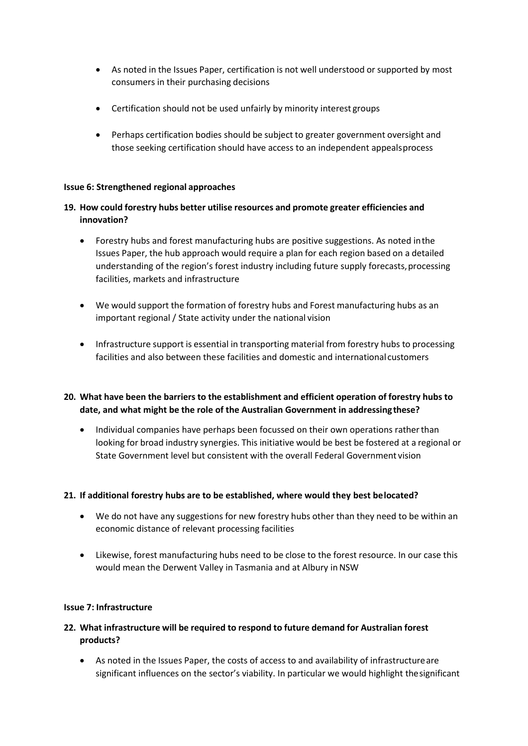- As noted in the Issues Paper, certification is not well understood or supported by most consumers in their purchasing decisions

- Certification should not be used unfairly by minority interest groups

- Perhaps certification bodies should be subject to greater government oversight and those seeking certification should have access to an independent appeals process

**Issue 6: Strengthened regional approaches**

**19. How could forestry hubs better utilise resources and promote greater efficiencies and innovation?**

- Forestry hubs and forest manufacturing hubs are positive suggestions. As noted in the Issues Paper, the hub approach would require a plan for each region based on a detailed understanding of the region's forest industry including future supply forecasts, processing facilities, markets and infrastructure

- We would support the formation of forestry hubs and Forest manufacturing hubs as an important regional / State activity under the national vision

- Infrastructure support is essential in transporting material from forestry hubs to processing facilities and also between these facilities and domestic and international customers

**20. What have been the barriers to the establishment and efficient operation of forestry hubs to date, and what might be the role of the Australian Government in addressing these?**

- Individual companies have perhaps been focussed on their own operations rather than looking for broad industry synergies. This initiative would be best be fostered at a regional or State Government level but consistent with the overall Federal Government vision

**21. If additional forestry hubs are to be established, where would they best be located?**

- We do not have any suggestions for new forestry hubs other than they need to be within an economic distance of relevant processing facilities

- Likewise, forest manufacturing hubs need to be close to the forest resource. In our case this would mean the Derwent Valley in Tasmania and at Albury in NSW

**Issue 7: Infrastructure**

**22. What infrastructure will be required to respond to future demand for Australian forest products?**

- As noted in the Issues Paper, the costs of access to and availability of infrastructure are significant influences on the sector's viability. In particular we would highlight the significant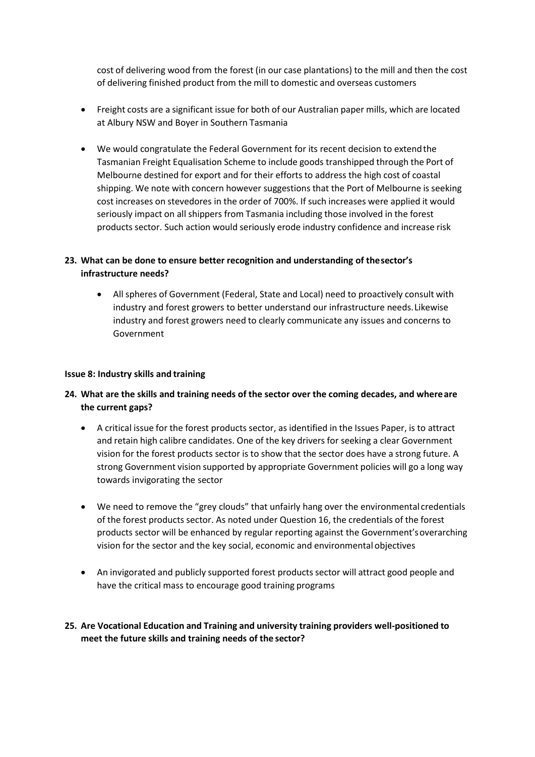cost of delivering wood from the forest (in our case plantations) to the mill and then the cost of delivering finished product from the mill to domestic and overseas customers

- Freight costs are a significant issue for both of our Australian paper mills, which are located at Albury NSW and Boyer in Southern Tasmania

- We would congratulate the Federal Government for its recent decision to extend the Tasmanian Freight Equalisation Scheme to include goods transhipped through the Port of Melbourne destined for export and for their efforts to address the high cost of coastal shipping. We note with concern however suggestions that the Port of Melbourne is seeking cost increases on stevedores in the order of 700%. If such increases were applied it would seriously impact on all shippers from Tasmania including those involved in the forest products sector. Such action would seriously erode industry confidence and increase risk

**23. What can be done to ensure better recognition and understanding of the sector's infrastructure needs?**

- All spheres of Government (Federal, State and Local) need to proactively consult with industry and forest growers to better understand our infrastructure needs. Likewise industry and forest growers need to clearly communicate any issues and concerns to Government

**Issue 8: Industry skills and training**

**24. What are the skills and training needs of the sector over the coming decades, and where are the current gaps?**

- A critical issue for the forest products sector, as identified in the Issues Paper, is to attract and retain high calibre candidates. One of the key drivers for seeking a clear Government vision for the forest products sector is to show that the sector does have a strong future. A strong Government vision supported by appropriate Government policies will go a long way towards invigorating the sector

- We need to remove the "grey clouds" that unfairly hang over the environmental credentials of the forest products sector. As noted under Question 16, the credentials of the forest products sector will be enhanced by regular reporting against the Government's overarching vision for the sector and the key social, economic and environmental objectives

- An invigorated and publicly supported forest products sector will attract good people and have the critical mass to encourage good training programs

**25. Are Vocational Education and Training and university training providers well-positioned to meet the future skills and training needs of the sector?**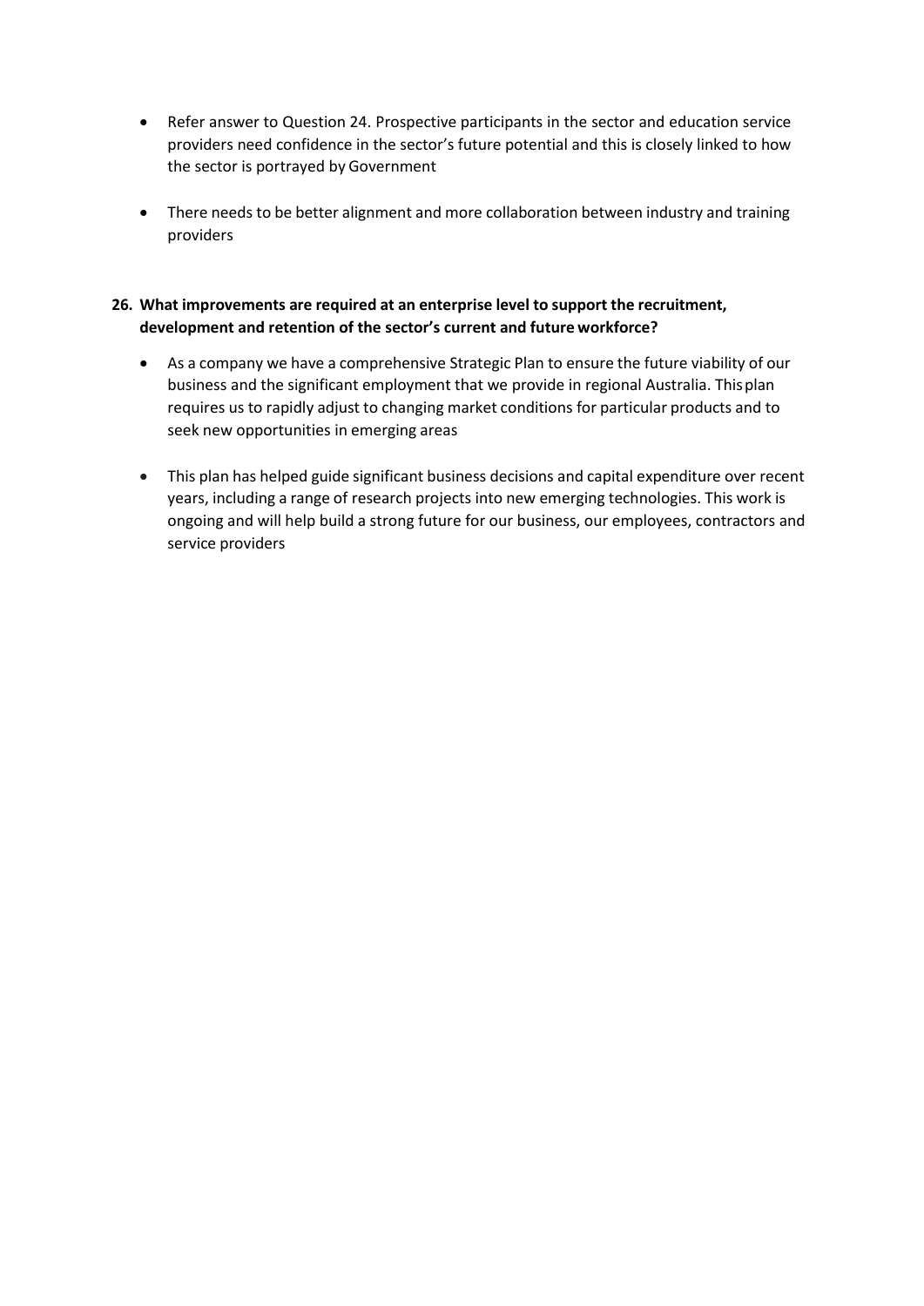- Refer answer to Question 24. Prospective participants in the sector and education service providers need confidence in the sector's future potential and this is closely linked to how the sector is portrayed by Government

- There needs to be better alignment and more collaboration between industry and training providers

**26. What improvements are required at an enterprise level to support the recruitment, development and retention of the sector's current and future workforce?**

- As a company we have a comprehensive Strategic Plan to ensure the future viability of our business and the significant employment that we provide in regional Australia. This plan requires us to rapidly adjust to changing market conditions for particular products and to seek new opportunities in emerging areas

- This plan has helped guide significant business decisions and capital expenditure over recent years, including a range of research projects into new emerging technologies. This work is ongoing and will help build a strong future for our business, our employees, contractors and service providers